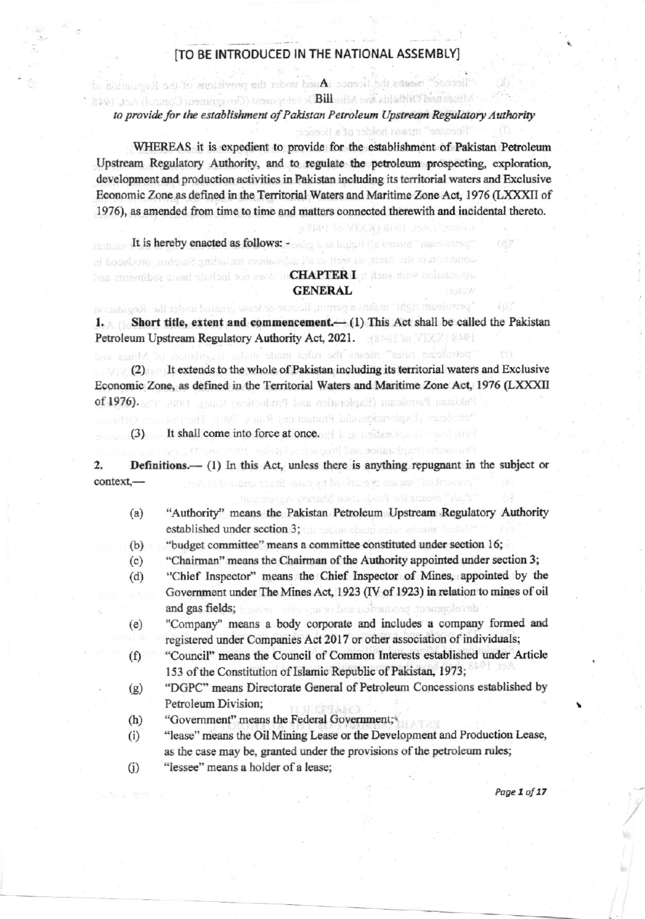[TO BE INTRODUCED IN THE NATIONAL ASSEMBLY]

# A Bill

*to provide for the establishment of Pakistan Petroleum Upstream Regulatory Authority*

WHEREAS it is expedient to provide for the establishment of Pakistan Petroleum Upstream Regulatory Authority, and to regulate the petroleum prospecting, exploration, development and production activities in Pakistan including its territorial waters and Exclusive Economic Zone as defined in the Territorial Waters and Maritime Zone Act, 1976 (LXXXII of 1976), as amended from time to time and matters connected therewith and incidental thereto.

It is hereby enacted as follows: -

## CHAPTER I
## GENERAL

**1. Short title, extent and commencement.**— (1) This Act shall be called the Pakistan Petroleum Upstream Regulatory Authority Act, 2021.

(2) It extends to the whole of Pakistan including its territorial waters and Exclusive Economic Zone, as defined in the Territorial Waters and Maritime Zone Act, 1976 (LXXXII of 1976).

(3) It shall come into force at once.

**2. Definitions.**— (1) In this Act, unless there is anything repugnant in the subject or context,—

(a) "Authority" means the Pakistan Petroleum Upstream Regulatory Authority established under section 3;

(b) "budget committee" means a committee constituted under section 16;

(c) "Chairman" means the Chairman of the Authority appointed under section 3;

(d) "Chief Inspector" means the Chief Inspector of Mines, appointed by the Government under The Mines Act, 1923 (IV of 1923) in relation to mines of oil and gas fields;

(e) "Company" means a body corporate and includes a company formed and registered under Companies Act 2017 or other association of individuals;

(f) "Council" means the Council of Common Interests established under Article 153 of the Constitution of Islamic Republic of Pakistan, 1973;

(g) "DGPC" means Directorate General of Petroleum Concessions established by Petroleum Division;

(h) "Government" means the Federal Government;

(i) "lease" means the Oil Mining Lease or the Development and Production Lease, as the case may be, granted under the provisions of the petroleum rules;

(j) "lessee" means a holder of a lease;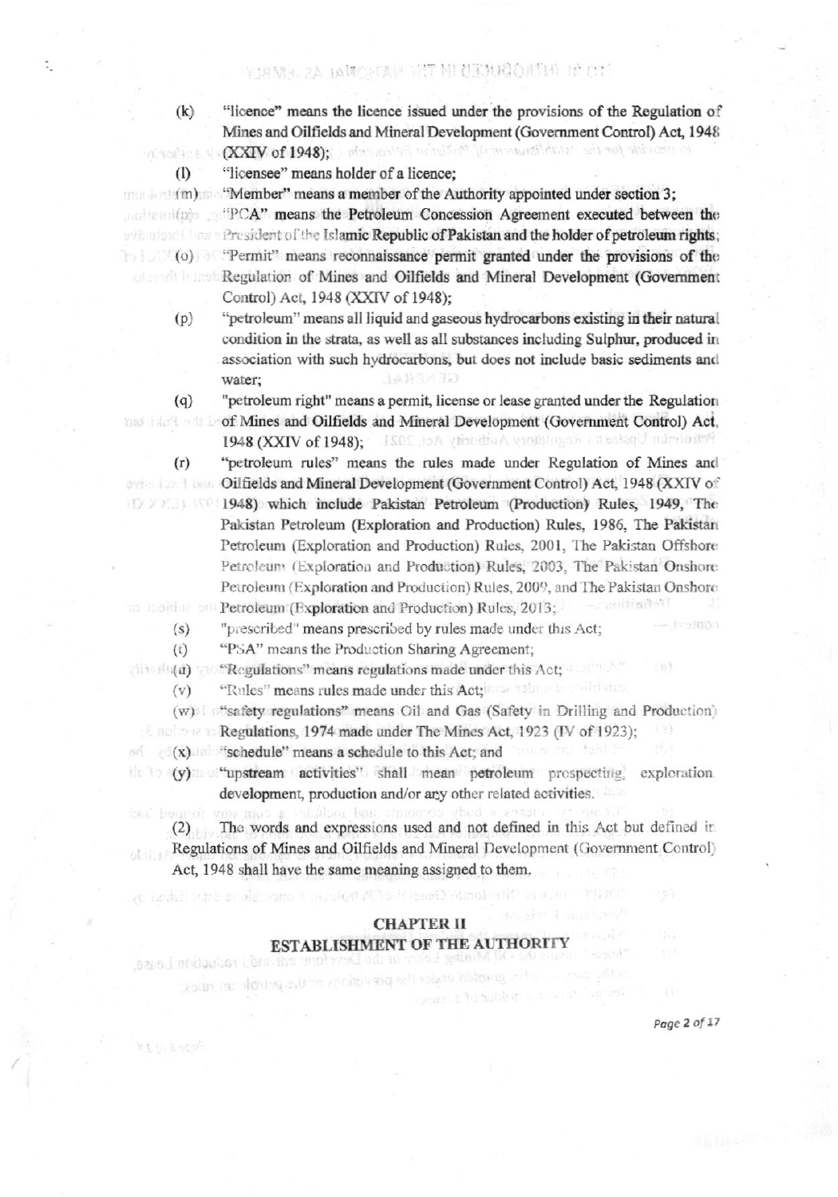(k) "licence" means the licence issued under the provisions of the Regulation of Mines and Oilfields and Mineral Development (Government Control) Act, 1948 (XXIV of 1948);

(l) "licensee" means holder of a licence;

(m) "Member" means a member of the Authority appointed under section 3;

(n) "PCA" means the Petroleum Concession Agreement executed between the President of the Islamic Republic of Pakistan and the holder of petroleum rights;

(o) "Permit" means reconnaissance permit granted under the provisions of the Regulation of Mines and Oilfields and Mineral Development (Government Control) Act, 1948 (XXIV of 1948);

(p) "petroleum" means all liquid and gaseous hydrocarbons existing in their natural condition in the strata, as well as all substances including Sulphur, produced in association with such hydrocarbons, but does not include basic sediments and water;

(q) "petroleum right" means a permit, license or lease granted under the Regulation of Mines and Oilfields and Mineral Development (Government Control) Act, 1948 (XXIV of 1948);

(r) "petroleum rules" means the rules made under Regulation of Mines and Oilfields and Mineral Development (Government Control) Act, 1948 (XXIV of 1948) which include Pakistan Petroleum (Production) Rules, 1949, The Pakistan Petroleum (Exploration and Production) Rules, 1986, The Pakistan Petroleum (Exploration and Production) Rules, 2001, The Pakistan Offshore Petroleum (Exploration and Production) Rules, 2003, The Pakistan Onshore Petroleum (Exploration and Production) Rules, 2009, and The Pakistan Onshore Petroleum (Exploration and Production) Rules, 2013;

(s) "prescribed" means prescribed by rules made under this Act;

(t) "PSA" means the Production Sharing Agreement;

(u) "Regulations" means regulations made under this Act;

(v) "Rules" means rules made under this Act;

(w) "safety regulations" means Oil and Gas (Safety in Drilling and Production) Regulations, 1974 made under The Mines Act, 1923 (IV of 1923);

(x) "schedule" means a schedule to this Act; and

(y) "upstream activities" shall mean petroleum prospecting, exploration development, production and/or any other related activities.

(2) The words and expressions used and not defined in this Act but defined in Regulations of Mines and Oilfields and Mineral Development (Government Control) Act, 1948 shall have the same meaning assigned to them.

## CHAPTER II
## ESTABLISHMENT OF THE AUTHORITY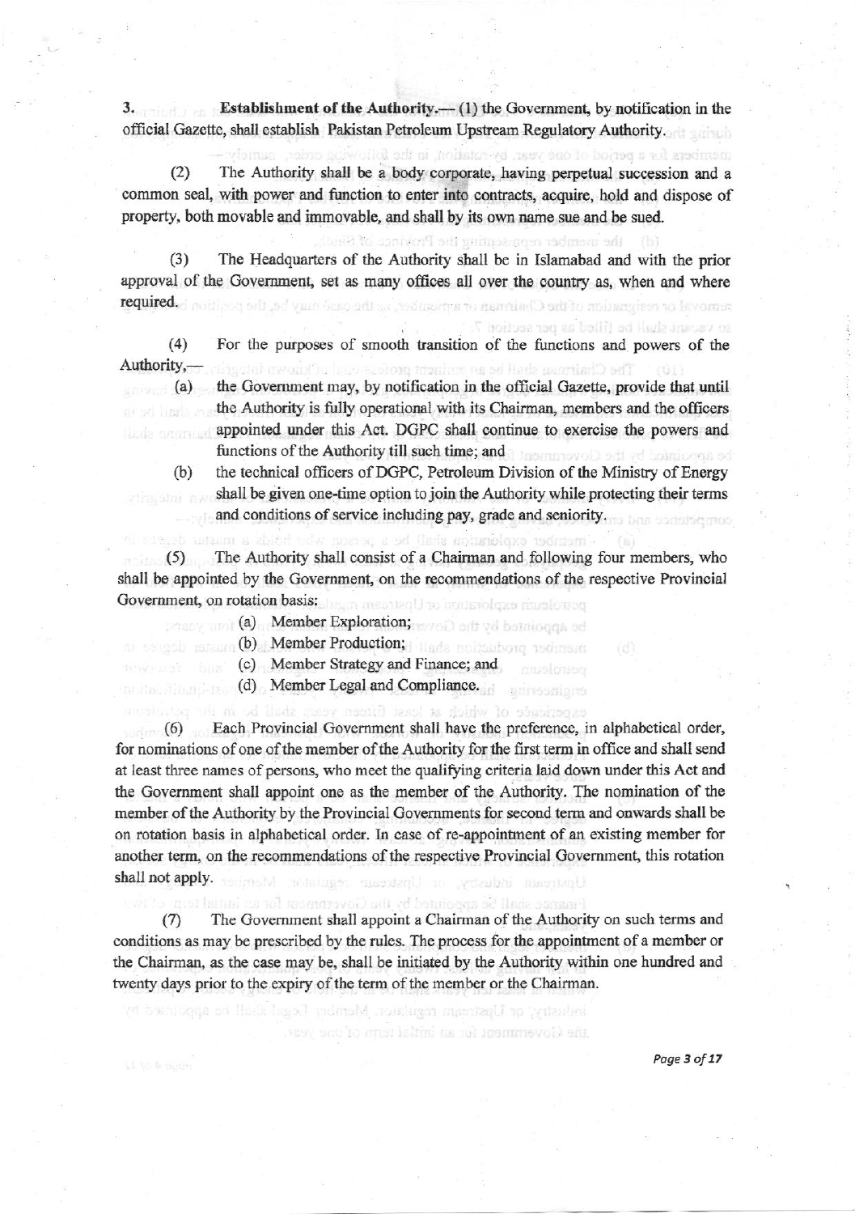**3. Establishment of the Authority.**— (1) the Government, by notification in the official Gazette, shall establish Pakistan Petroleum Upstream Regulatory Authority.

(2) The Authority shall be a body corporate, having perpetual succession and a common seal, with power and function to enter into contracts, acquire, hold and dispose of property, both movable and immovable, and shall by its own name sue and be sued.

(3) The Headquarters of the Authority shall be in Islamabad and with the prior approval of the Government, set as many offices all over the country as, when and where required.

(4) For the purposes of smooth transition of the functions and powers of the Authority,—

(a) the Government may, by notification in the official Gazette, provide that until the Authority is fully operational with its Chairman, members and the officers appointed under this Act. DGPC shall continue to exercise the powers and functions of the Authority till such time; and

(b) the technical officers of DGPC, Petroleum Division of the Ministry of Energy shall be given one-time option to join the Authority while protecting their terms and conditions of service including pay, grade and seniority.

(5) The Authority shall consist of a Chairman and following four members, who shall be appointed by the Government, on the recommendations of the respective Provincial Government, on rotation basis:

(a) Member Exploration;
(b) Member Production;
(c) Member Strategy and Finance; and
(d) Member Legal and Compliance.

(6) Each Provincial Government shall have the preference, in alphabetical order, for nominations of one of the member of the Authority for the first term in office and shall send at least three names of persons, who meet the qualifying criteria laid down under this Act and the Government shall appoint one as the member of the Authority. The nomination of the member of the Authority by the Provincial Governments for second term and onwards shall be on rotation basis in alphabetical order. In case of re-appointment of an existing member for another term, on the recommendations of the respective Provincial Government, this rotation shall not apply.

(7) The Government shall appoint a Chairman of the Authority on such terms and conditions as may be prescribed by the rules. The process for the appointment of a member or the Chairman, as the case may be, shall be initiated by the Authority within one hundred and twenty days prior to the expiry of the term of the member or the Chairman.